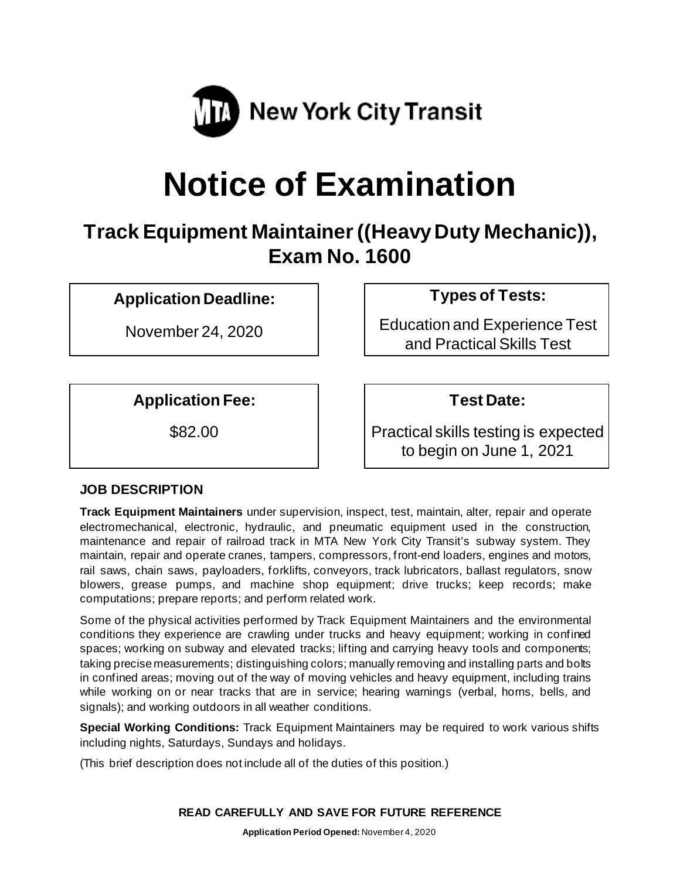MTA New York City Transit

# Notice of Examination

## Track Equipment Maintainer ((Heavy Duty Mechanic)), Exam No. 1600

**Application Deadline:**

November 24, 2020

**Types of Tests:**

Education and Experience Test and Practical Skills Test

**Application Fee:**

$82.00

**Test Date:**

Practical skills testing is expected to begin on June 1, 2021

### JOB DESCRIPTION

**Track Equipment Maintainers** under supervision, inspect, test, maintain, alter, repair and operate electromechanical, electronic, hydraulic, and pneumatic equipment used in the construction, maintenance and repair of railroad track in MTA New York City Transit's subway system. They maintain, repair and operate cranes, tampers, compressors, front-end loaders, engines and motors, rail saws, chain saws, payloaders, forklifts, conveyors, track lubricators, ballast regulators, snow blowers, grease pumps, and machine shop equipment; drive trucks; keep records; make computations; prepare reports; and perform related work.

Some of the physical activities performed by Track Equipment Maintainers and the environmental conditions they experience are crawling under trucks and heavy equipment; working in confined spaces; working on subway and elevated tracks; lifting and carrying heavy tools and components; taking precise measurements; distinguishing colors; manually removing and installing parts and bolts in confined areas; moving out of the way of moving vehicles and heavy equipment, including trains while working on or near tracks that are in service; hearing warnings (verbal, horns, bells, and signals); and working outdoors in all weather conditions.

**Special Working Conditions:** Track Equipment Maintainers may be required to work various shifts including nights, Saturdays, Sundays and holidays.

(This brief description does not include all of the duties of this position.)

**READ CAREFULLY AND SAVE FOR FUTURE REFERENCE**

**Application Period Opened:** November 4, 2020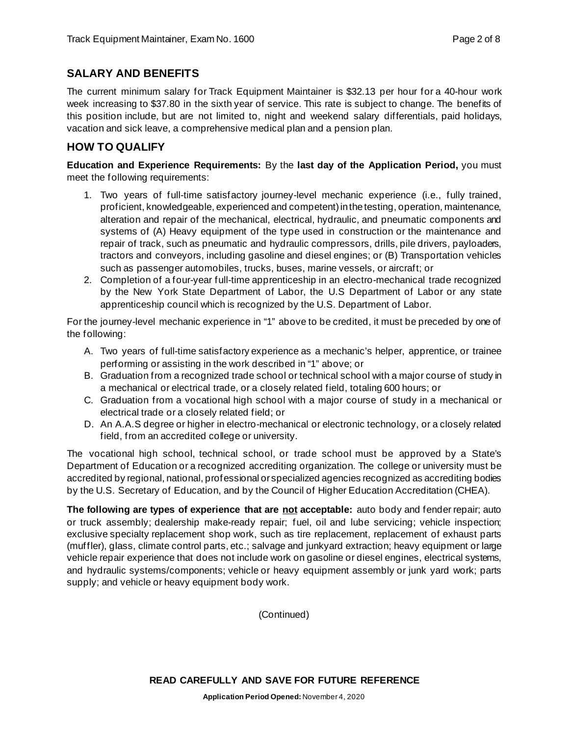## SALARY AND BENEFITS

The current minimum salary for Track Equipment Maintainer is $32.13 per hour for a 40-hour work week increasing to $37.80 in the sixth year of service. This rate is subject to change. The benefits of this position include, but are not limited to, night and weekend salary differentials, paid holidays, vacation and sick leave, a comprehensive medical plan and a pension plan.

## HOW TO QUALIFY

**Education and Experience Requirements:** By the **last day of the Application Period,** you must meet the following requirements:

1. Two years of full-time satisfactory journey-level mechanic experience (i.e., fully trained, proficient, knowledgeable, experienced and competent) in the testing, operation, maintenance, alteration and repair of the mechanical, electrical, hydraulic, and pneumatic components and systems of (A) Heavy equipment of the type used in construction or the maintenance and repair of track, such as pneumatic and hydraulic compressors, drills, pile drivers, payloaders, tractors and conveyors, including gasoline and diesel engines; or (B) Transportation vehicles such as passenger automobiles, trucks, buses, marine vessels, or aircraft; or
2. Completion of a four-year full-time apprenticeship in an electro-mechanical trade recognized by the New York State Department of Labor, the U.S Department of Labor or any state apprenticeship council which is recognized by the U.S. Department of Labor.

For the journey-level mechanic experience in "1" above to be credited, it must be preceded by one of the following:

A. Two years of full-time satisfactory experience as a mechanic's helper, apprentice, or trainee performing or assisting in the work described in "1" above; or
B. Graduation from a recognized trade school or technical school with a major course of study in a mechanical or electrical trade, or a closely related field, totaling 600 hours; or
C. Graduation from a vocational high school with a major course of study in a mechanical or electrical trade or a closely related field; or
D. An A.A.S degree or higher in electro-mechanical or electronic technology, or a closely related field, from an accredited college or university.

The vocational high school, technical school, or trade school must be approved by a State's Department of Education or a recognized accrediting organization. The college or university must be accredited by regional, national, professional or specialized agencies recognized as accrediting bodies by the U.S. Secretary of Education, and by the Council of Higher Education Accreditation (CHEA).

**The following are types of experience that are <u>not</u> acceptable:** auto body and fender repair; auto or truck assembly; dealership make-ready repair; fuel, oil and lube servicing; vehicle inspection; exclusive specialty replacement shop work, such as tire replacement, replacement of exhaust parts (muffler), glass, climate control parts, etc.; salvage and junkyard extraction; heavy equipment or large vehicle repair experience that does not include work on gasoline or diesel engines, electrical systems, and hydraulic systems/components; vehicle or heavy equipment assembly or junk yard work; parts supply; and vehicle or heavy equipment body work.

(Continued)

**READ CAREFULLY AND SAVE FOR FUTURE REFERENCE**

**Application Period Opened:** November 4, 2020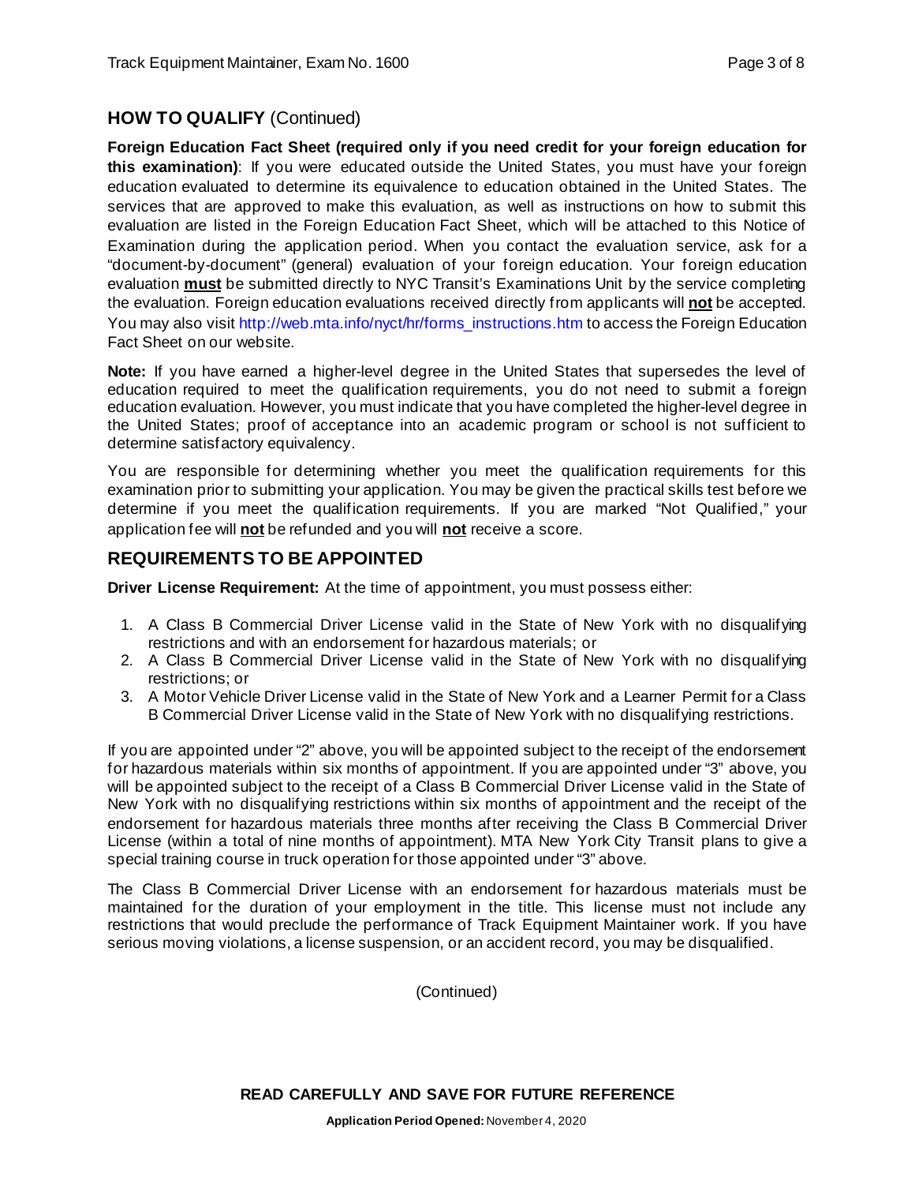## HOW TO QUALIFY (Continued)

**Foreign Education Fact Sheet (required only if you need credit for your foreign education for this examination)**: If you were educated outside the United States, you must have your foreign education evaluated to determine its equivalence to education obtained in the United States. The services that are approved to make this evaluation, as well as instructions on how to submit this evaluation are listed in the Foreign Education Fact Sheet, which will be attached to this Notice of Examination during the application period. When you contact the evaluation service, ask for a "document-by-document" (general) evaluation of your foreign education. Your foreign education evaluation **must** be submitted directly to NYC Transit's Examinations Unit by the service completing the evaluation. Foreign education evaluations received directly from applicants will **not** be accepted. You may also visit http://web.mta.info/nyct/hr/forms_instructions.htm to access the Foreign Education Fact Sheet on our website.

**Note:** If you have earned a higher-level degree in the United States that supersedes the level of education required to meet the qualification requirements, you do not need to submit a foreign education evaluation. However, you must indicate that you have completed the higher-level degree in the United States; proof of acceptance into an academic program or school is not sufficient to determine satisfactory equivalency.

You are responsible for determining whether you meet the qualification requirements for this examination prior to submitting your application. You may be given the practical skills test before we determine if you meet the qualification requirements. If you are marked "Not Qualified," your application fee will **not** be refunded and you will **not** receive a score.

## REQUIREMENTS TO BE APPOINTED

**Driver License Requirement:** At the time of appointment, you must possess either:

1. A Class B Commercial Driver License valid in the State of New York with no disqualifying restrictions and with an endorsement for hazardous materials; or
2. A Class B Commercial Driver License valid in the State of New York with no disqualifying restrictions; or
3. A Motor Vehicle Driver License valid in the State of New York and a Learner Permit for a Class B Commercial Driver License valid in the State of New York with no disqualifying restrictions.

If you are appointed under "2" above, you will be appointed subject to the receipt of the endorsement for hazardous materials within six months of appointment. If you are appointed under "3" above, you will be appointed subject to the receipt of a Class B Commercial Driver License valid in the State of New York with no disqualifying restrictions within six months of appointment and the receipt of the endorsement for hazardous materials three months after receiving the Class B Commercial Driver License (within a total of nine months of appointment). MTA New York City Transit plans to give a special training course in truck operation for those appointed under "3" above.

The Class B Commercial Driver License with an endorsement for hazardous materials must be maintained for the duration of your employment in the title. This license must not include any restrictions that would preclude the performance of Track Equipment Maintainer work. If you have serious moving violations, a license suspension, or an accident record, you may be disqualified.

(Continued)

**READ CAREFULLY AND SAVE FOR FUTURE REFERENCE**

**Application Period Opened:** November 4, 2020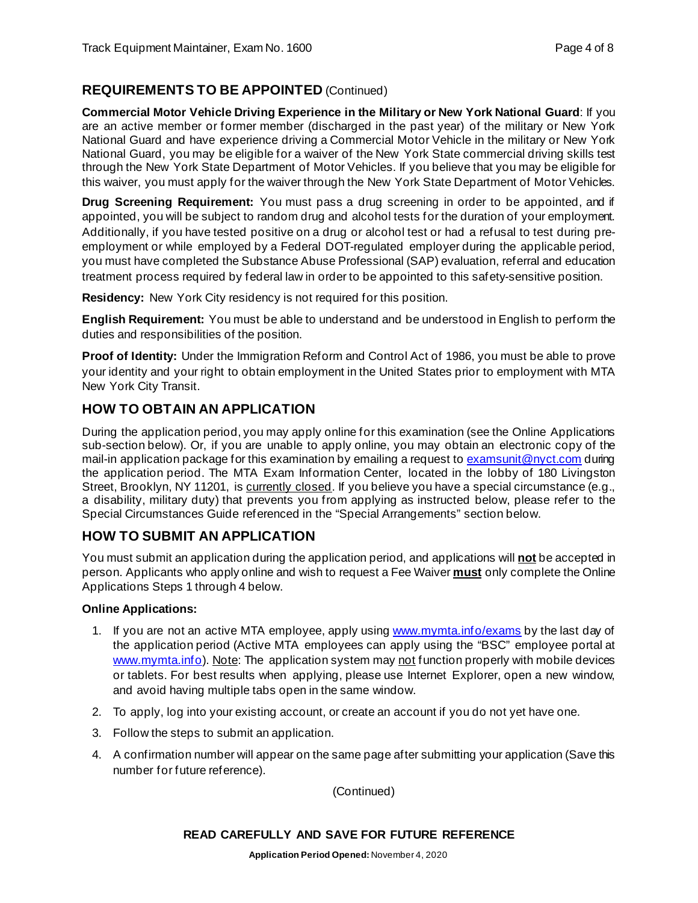## REQUIREMENTS TO BE APPOINTED (Continued)

**Commercial Motor Vehicle Driving Experience in the Military or New York National Guard**: If you are an active member or former member (discharged in the past year) of the military or New York National Guard and have experience driving a Commercial Motor Vehicle in the military or New York National Guard, you may be eligible for a waiver of the New York State commercial driving skills test through the New York State Department of Motor Vehicles. If you believe that you may be eligible for this waiver, you must apply for the waiver through the New York State Department of Motor Vehicles.

**Drug Screening Requirement:** You must pass a drug screening in order to be appointed, and if appointed, you will be subject to random drug and alcohol tests for the duration of your employment. Additionally, if you have tested positive on a drug or alcohol test or had a refusal to test during pre-employment or while employed by a Federal DOT-regulated employer during the applicable period, you must have completed the Substance Abuse Professional (SAP) evaluation, referral and education treatment process required by federal law in order to be appointed to this safety-sensitive position.

**Residency:** New York City residency is not required for this position.

**English Requirement:** You must be able to understand and be understood in English to perform the duties and responsibilities of the position.

**Proof of Identity:** Under the Immigration Reform and Control Act of 1986, you must be able to prove your identity and your right to obtain employment in the United States prior to employment with MTA New York City Transit.

## HOW TO OBTAIN AN APPLICATION

During the application period, you may apply online for this examination (see the Online Applications sub-section below). Or, if you are unable to apply online, you may obtain an electronic copy of the mail-in application package for this examination by emailing a request to examsunit@nyct.com during the application period. The MTA Exam Information Center, located in the lobby of 180 Livingston Street, Brooklyn, NY 11201, is currently closed. If you believe you have a special circumstance (e.g., a disability, military duty) that prevents you from applying as instructed below, please refer to the Special Circumstances Guide referenced in the "Special Arrangements" section below.

## HOW TO SUBMIT AN APPLICATION

You must submit an application during the application period, and applications will **not** be accepted in person. Applicants who apply online and wish to request a Fee Waiver **must** only complete the Online Applications Steps 1 through 4 below.

**Online Applications:**

1. If you are not an active MTA employee, apply using www.mymta.info/exams by the last day of the application period (Active MTA employees can apply using the "BSC" employee portal at www.mymta.info). Note: The application system may not function properly with mobile devices or tablets. For best results when applying, please use Internet Explorer, open a new window, and avoid having multiple tabs open in the same window.
2. To apply, log into your existing account, or create an account if you do not yet have one.
3. Follow the steps to submit an application.
4. A confirmation number will appear on the same page after submitting your application (Save this number for future reference).

(Continued)

**READ CAREFULLY AND SAVE FOR FUTURE REFERENCE**

**Application Period Opened:** November 4, 2020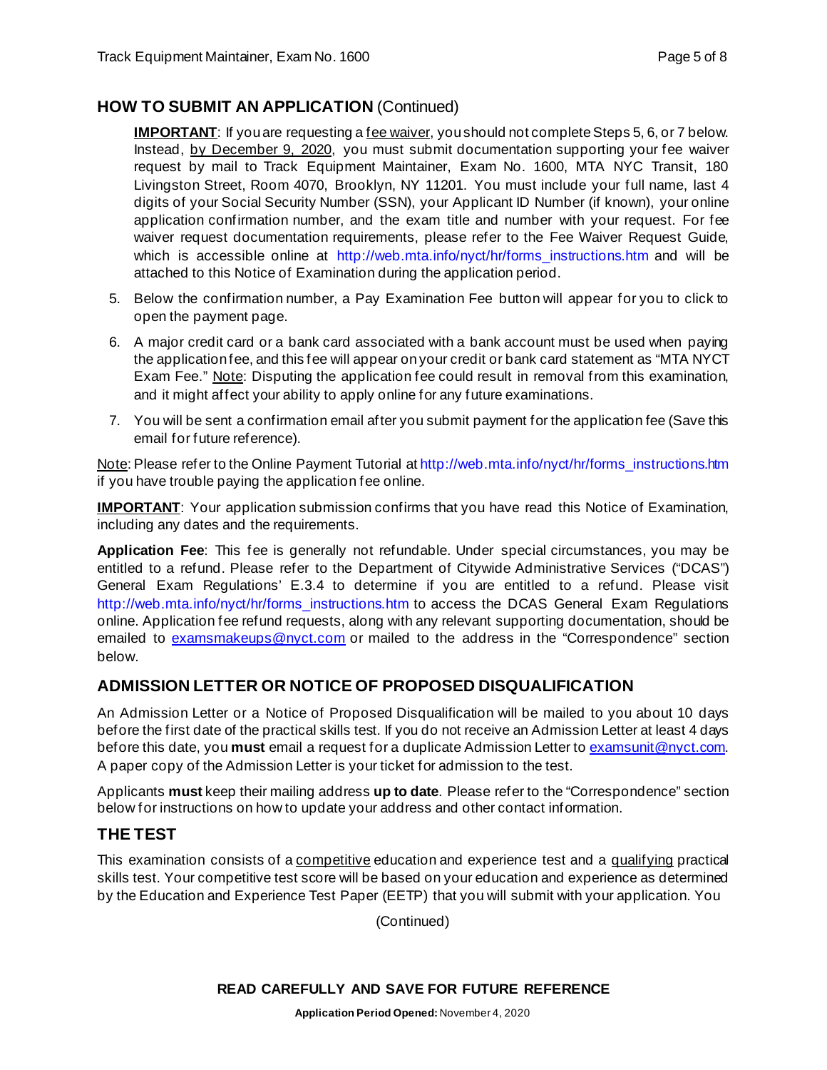## HOW TO SUBMIT AN APPLICATION (Continued)

**IMPORTANT**: If you are requesting a fee waiver, you should not complete Steps 5, 6, or 7 below. Instead, by December 9, 2020, you must submit documentation supporting your fee waiver request by mail to Track Equipment Maintainer, Exam No. 1600, MTA NYC Transit, 180 Livingston Street, Room 4070, Brooklyn, NY 11201. You must include your full name, last 4 digits of your Social Security Number (SSN), your Applicant ID Number (if known), your online application confirmation number, and the exam title and number with your request. For fee waiver request documentation requirements, please refer to the Fee Waiver Request Guide, which is accessible online at http://web.mta.info/nyct/hr/forms_instructions.htm and will be attached to this Notice of Examination during the application period.

5. Below the confirmation number, a Pay Examination Fee button will appear for you to click to open the payment page.
6. A major credit card or a bank card associated with a bank account must be used when paying the application fee, and this fee will appear on your credit or bank card statement as "MTA NYCT Exam Fee." Note: Disputing the application fee could result in removal from this examination, and it might affect your ability to apply online for any future examinations.
7. You will be sent a confirmation email after you submit payment for the application fee (Save this email for future reference).

Note: Please refer to the Online Payment Tutorial at http://web.mta.info/nyct/hr/forms_instructions.htm if you have trouble paying the application fee online.

**IMPORTANT**: Your application submission confirms that you have read this Notice of Examination, including any dates and the requirements.

**Application Fee**: This fee is generally not refundable. Under special circumstances, you may be entitled to a refund. Please refer to the Department of Citywide Administrative Services ("DCAS") General Exam Regulations' E.3.4 to determine if you are entitled to a refund. Please visit http://web.mta.info/nyct/hr/forms_instructions.htm to access the DCAS General Exam Regulations online. Application fee refund requests, along with any relevant supporting documentation, should be emailed to examsmakeups@nyct.com or mailed to the address in the "Correspondence" section below.

## ADMISSION LETTER OR NOTICE OF PROPOSED DISQUALIFICATION

An Admission Letter or a Notice of Proposed Disqualification will be mailed to you about 10 days before the first date of the practical skills test. If you do not receive an Admission Letter at least 4 days before this date, you **must** email a request for a duplicate Admission Letter to examsunit@nyct.com. A paper copy of the Admission Letter is your ticket for admission to the test.

Applicants **must** keep their mailing address **up to date**. Please refer to the "Correspondence" section below for instructions on how to update your address and other contact information.

## THE TEST

This examination consists of a competitive education and experience test and a qualifying practical skills test. Your competitive test score will be based on your education and experience as determined by the Education and Experience Test Paper (EETP) that you will submit with your application. You

(Continued)

**READ CAREFULLY AND SAVE FOR FUTURE REFERENCE**

**Application Period Opened:** November 4, 2020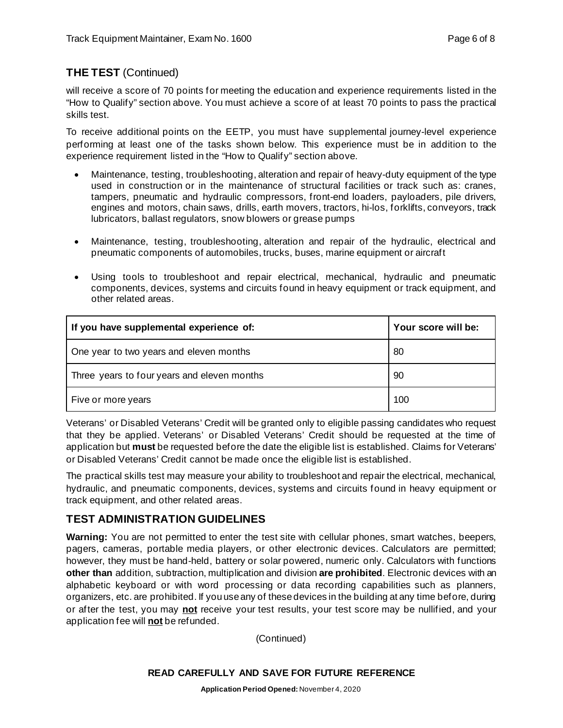## THE TEST (Continued)

will receive a score of 70 points for meeting the education and experience requirements listed in the "How to Qualify" section above. You must achieve a score of at least 70 points to pass the practical skills test.

To receive additional points on the EETP, you must have supplemental journey-level experience performing at least one of the tasks shown below. This experience must be in addition to the experience requirement listed in the "How to Qualify" section above.

- Maintenance, testing, troubleshooting, alteration and repair of heavy-duty equipment of the type used in construction or in the maintenance of structural facilities or track such as: cranes, tampers, pneumatic and hydraulic compressors, front-end loaders, payloaders, pile drivers, engines and motors, chain saws, drills, earth movers, tractors, hi-los, forklifts, conveyors, track lubricators, ballast regulators, snow blowers or grease pumps
- Maintenance, testing, troubleshooting, alteration and repair of the hydraulic, electrical and pneumatic components of automobiles, trucks, buses, marine equipment or aircraft
- Using tools to troubleshoot and repair electrical, mechanical, hydraulic and pneumatic components, devices, systems and circuits found in heavy equipment or track equipment, and other related areas.

| If you have supplemental experience of: | Your score will be: |
|---|---|
| One year to two years and eleven months | 80 |
| Three years to four years and eleven months | 90 |
| Five or more years | 100 |

Veterans' or Disabled Veterans' Credit will be granted only to eligible passing candidates who request that they be applied. Veterans' or Disabled Veterans' Credit should be requested at the time of application but **must** be requested before the date the eligible list is established. Claims for Veterans' or Disabled Veterans' Credit cannot be made once the eligible list is established.

The practical skills test may measure your ability to troubleshoot and repair the electrical, mechanical, hydraulic, and pneumatic components, devices, systems and circuits found in heavy equipment or track equipment, and other related areas.

## TEST ADMINISTRATION GUIDELINES

**Warning:** You are not permitted to enter the test site with cellular phones, smart watches, beepers, pagers, cameras, portable media players, or other electronic devices. Calculators are permitted; however, they must be hand-held, battery or solar powered, numeric only. Calculators with functions **other than** addition, subtraction, multiplication and division **are prohibited**. Electronic devices with an alphabetic keyboard or with word processing or data recording capabilities such as planners, organizers, etc. are prohibited. If you use any of these devices in the building at any time before, during or after the test, you may **not** receive your test results, your test score may be nullified, and your application fee will **not** be refunded.

(Continued)

**READ CAREFULLY AND SAVE FOR FUTURE REFERENCE**

**Application Period Opened:** November 4, 2020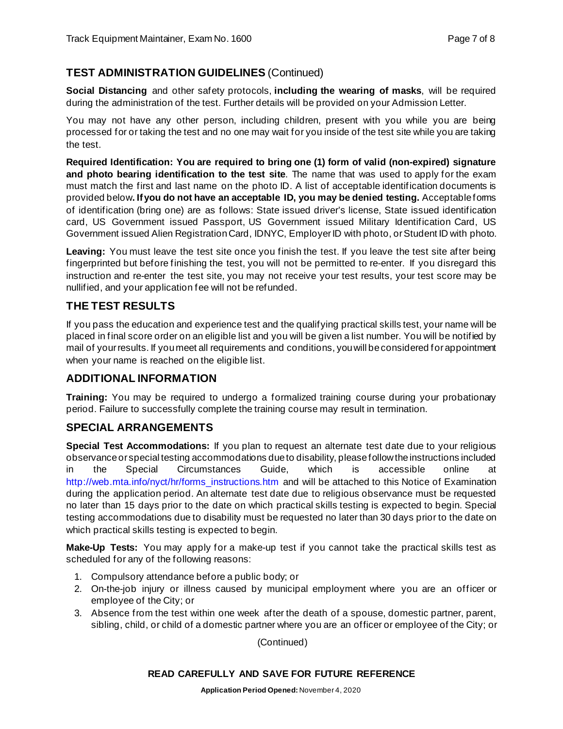## TEST ADMINISTRATION GUIDELINES (Continued)

**Social Distancing** and other safety protocols, **including the wearing of masks**, will be required during the administration of the test. Further details will be provided on your Admission Letter.

You may not have any other person, including children, present with you while you are being processed for or taking the test and no one may wait for you inside of the test site while you are taking the test.

**Required Identification: You are required to bring one (1) form of valid (non-expired) signature and photo bearing identification to the test site**. The name that was used to apply for the exam must match the first and last name on the photo ID. A list of acceptable identification documents is provided below**. If you do not have an acceptable ID, you may be denied testing.** Acceptable forms of identification (bring one) are as follows: State issued driver's license, State issued identification card, US Government issued Passport, US Government issued Military Identification Card, US Government issued Alien Registration Card, IDNYC, Employer ID with photo, or Student ID with photo.

**Leaving:** You must leave the test site once you finish the test. If you leave the test site after being fingerprinted but before finishing the test, you will not be permitted to re-enter. If you disregard this instruction and re-enter the test site, you may not receive your test results, your test score may be nullified, and your application fee will not be refunded.

## THE TEST RESULTS

If you pass the education and experience test and the qualifying practical skills test, your name will be placed in final score order on an eligible list and you will be given a list number. You will be notified by mail of your results. If you meet all requirements and conditions, you will be considered for appointment when your name is reached on the eligible list.

## ADDITIONAL INFORMATION

**Training:** You may be required to undergo a formalized training course during your probationary period. Failure to successfully complete the training course may result in termination.

## SPECIAL ARRANGEMENTS

**Special Test Accommodations:** If you plan to request an alternate test date due to your religious observance or special testing accommodations due to disability, please follow the instructions included in the Special Circumstances Guide, which is accessible online at http://web.mta.info/nyct/hr/forms_instructions.htm and will be attached to this Notice of Examination during the application period. An alternate test date due to religious observance must be requested no later than 15 days prior to the date on which practical skills testing is expected to begin. Special testing accommodations due to disability must be requested no later than 30 days prior to the date on which practical skills testing is expected to begin.

**Make-Up Tests:** You may apply for a make-up test if you cannot take the practical skills test as scheduled for any of the following reasons:

1. Compulsory attendance before a public body; or
2. On-the-job injury or illness caused by municipal employment where you are an officer or employee of the City; or
3. Absence from the test within one week after the death of a spouse, domestic partner, parent, sibling, child, or child of a domestic partner where you are an officer or employee of the City; or

(Continued)

**READ CAREFULLY AND SAVE FOR FUTURE REFERENCE**

**Application Period Opened:** November 4, 2020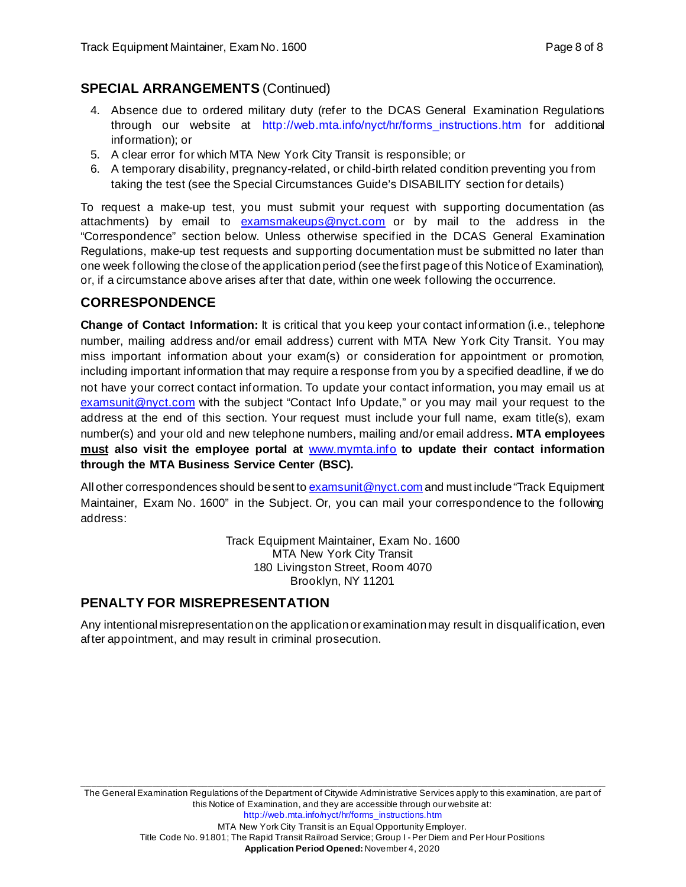## SPECIAL ARRANGEMENTS (Continued)

4. Absence due to ordered military duty (refer to the DCAS General Examination Regulations through our website at http://web.mta.info/nyct/hr/forms_instructions.htm for additional information); or
5. A clear error for which MTA New York City Transit is responsible; or
6. A temporary disability, pregnancy-related, or child-birth related condition preventing you from taking the test (see the Special Circumstances Guide's DISABILITY section for details)

To request a make-up test, you must submit your request with supporting documentation (as attachments) by email to examsmakeups@nyct.com or by mail to the address in the "Correspondence" section below. Unless otherwise specified in the DCAS General Examination Regulations, make-up test requests and supporting documentation must be submitted no later than one week following the close of the application period (see the first page of this Notice of Examination), or, if a circumstance above arises after that date, within one week following the occurrence.

## CORRESPONDENCE

**Change of Contact Information:** It is critical that you keep your contact information (i.e., telephone number, mailing address and/or email address) current with MTA New York City Transit. You may miss important information about your exam(s) or consideration for appointment or promotion, including important information that may require a response from you by a specified deadline, if we do not have your correct contact information. To update your contact information, you may email us at examsunit@nyct.com with the subject "Contact Info Update," or you may mail your request to the address at the end of this section. Your request must include your full name, exam title(s), exam number(s) and your old and new telephone numbers, mailing and/or email address**. MTA employees <u>must</u> also visit the employee portal at** www.mymta.info **to update their contact information through the MTA Business Service Center (BSC).**

All other correspondences should be sent to examsunit@nyct.com and must include "Track Equipment Maintainer, Exam No. 1600" in the Subject. Or, you can mail your correspondence to the following address:

Track Equipment Maintainer, Exam No. 1600
MTA New York City Transit
180 Livingston Street, Room 4070
Brooklyn, NY 11201

## PENALTY FOR MISREPRESENTATION

Any intentional misrepresentation on the application or examination may result in disqualification, even after appointment, and may result in criminal prosecution.

---

The General Examination Regulations of the Department of Citywide Administrative Services apply to this examination, are part of this Notice of Examination, and they are accessible through our website at: http://web.mta.info/nyct/hr/forms_instructions.htm
MTA New York City Transit is an Equal Opportunity Employer.
Title Code No. 91801; The Rapid Transit Railroad Service; Group I - Per Diem and Per Hour Positions
**Application Period Opened:** November 4, 2020